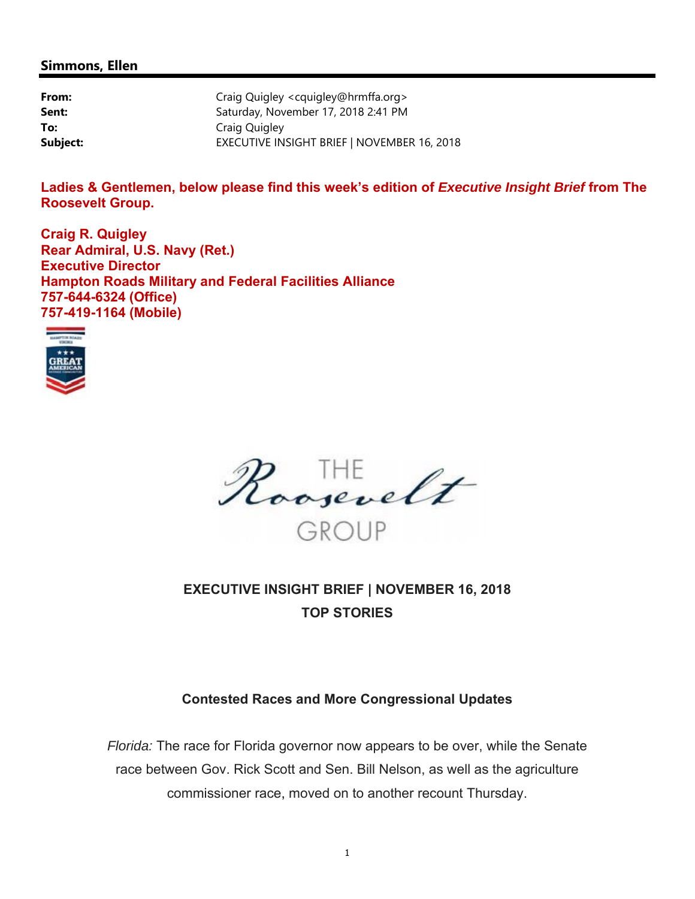**Simmons, Ellen**

**From:** Craig Quigley <cquigley@hrmffa.org>
**Sent:** Saturday, November 17, 2018 2:41 PM
**To:** Craig Quigley
**Subject:** EXECUTIVE INSIGHT BRIEF | NOVEMBER 16, 2018

**Ladies & Gentlemen, below please find this week's edition of *Executive Insight Brief* from The Roosevelt Group.**

**Craig R. Quigley**
**Rear Admiral, U.S. Navy (Ret.)**
**Executive Director**
**Hampton Roads Military and Federal Facilities Alliance**
**757-644-6324 (Office)**
**757-419-1164 (Mobile)**

THE Roosevelt GROUP

## EXECUTIVE INSIGHT BRIEF | NOVEMBER 16, 2018

## TOP STORIES

### Contested Races and More Congressional Updates

*Florida:* The race for Florida governor now appears to be over, while the Senate race between Gov. Rick Scott and Sen. Bill Nelson, as well as the agriculture commissioner race, moved on to another recount Thursday.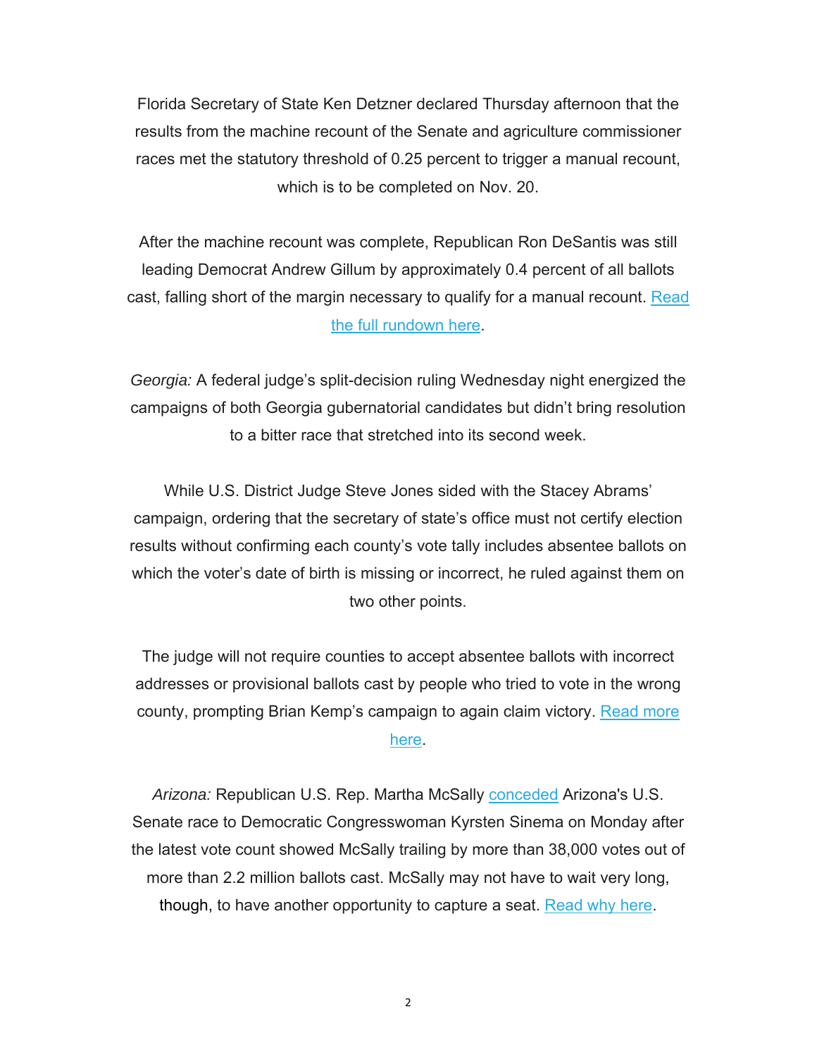Florida Secretary of State Ken Detzner declared Thursday afternoon that the results from the machine recount of the Senate and agriculture commissioner races met the statutory threshold of 0.25 percent to trigger a manual recount, which is to be completed on Nov. 20.

After the machine recount was complete, Republican Ron DeSantis was still leading Democrat Andrew Gillum by approximately 0.4 percent of all ballots cast, falling short of the margin necessary to qualify for a manual recount. Read the full rundown here.

*Georgia:* A federal judge's split-decision ruling Wednesday night energized the campaigns of both Georgia gubernatorial candidates but didn't bring resolution to a bitter race that stretched into its second week.

While U.S. District Judge Steve Jones sided with the Stacey Abrams' campaign, ordering that the secretary of state's office must not certify election results without confirming each county's vote tally includes absentee ballots on which the voter's date of birth is missing or incorrect, he ruled against them on two other points.

The judge will not require counties to accept absentee ballots with incorrect addresses or provisional ballots cast by people who tried to vote in the wrong county, prompting Brian Kemp's campaign to again claim victory. Read more here.

*Arizona:* Republican U.S. Rep. Martha McSally conceded Arizona's U.S. Senate race to Democratic Congresswoman Kyrsten Sinema on Monday after the latest vote count showed McSally trailing by more than 38,000 votes out of more than 2.2 million ballots cast. McSally may not have to wait very long, though, to have another opportunity to capture a seat. Read why here.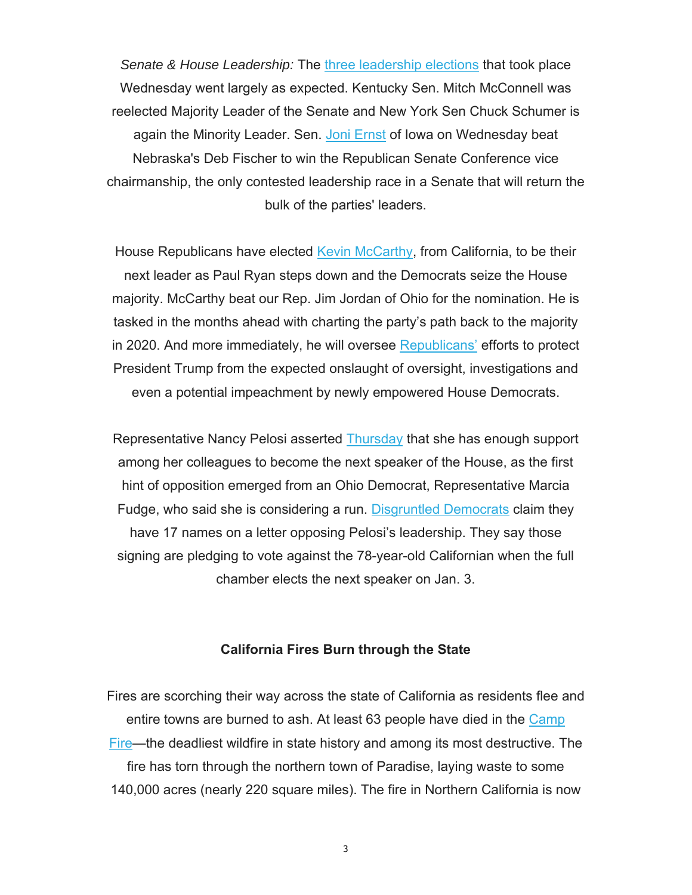*Senate & House Leadership:* The three leadership elections that took place Wednesday went largely as expected. Kentucky Sen. Mitch McConnell was reelected Majority Leader of the Senate and New York Sen Chuck Schumer is again the Minority Leader. Sen. Joni Ernst of Iowa on Wednesday beat Nebraska's Deb Fischer to win the Republican Senate Conference vice chairmanship, the only contested leadership race in a Senate that will return the bulk of the parties' leaders.

House Republicans have elected Kevin McCarthy, from California, to be their next leader as Paul Ryan steps down and the Democrats seize the House majority. McCarthy beat our Rep. Jim Jordan of Ohio for the nomination. He is tasked in the months ahead with charting the party's path back to the majority in 2020. And more immediately, he will oversee Republicans' efforts to protect President Trump from the expected onslaught of oversight, investigations and even a potential impeachment by newly empowered House Democrats.

Representative Nancy Pelosi asserted Thursday that she has enough support among her colleagues to become the next speaker of the House, as the first hint of opposition emerged from an Ohio Democrat, Representative Marcia Fudge, who said she is considering a run. Disgruntled Democrats claim they have 17 names on a letter opposing Pelosi's leadership. They say those signing are pledging to vote against the 78-year-old Californian when the full chamber elects the next speaker on Jan. 3.

**California Fires Burn through the State**

Fires are scorching their way across the state of California as residents flee and entire towns are burned to ash. At least 63 people have died in the Camp Fire—the deadliest wildfire in state history and among its most destructive. The fire has torn through the northern town of Paradise, laying waste to some 140,000 acres (nearly 220 square miles). The fire in Northern California is now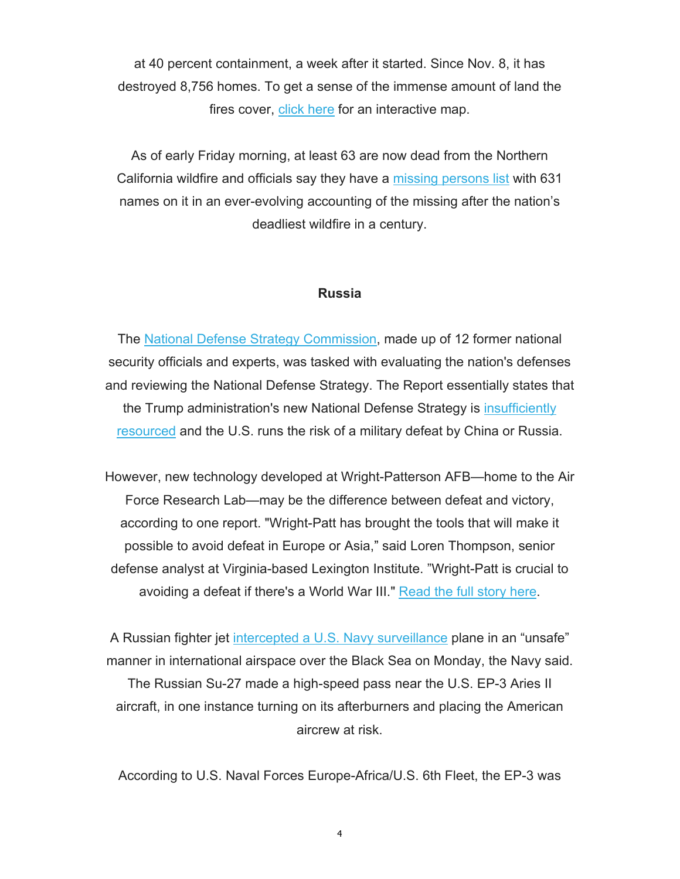at 40 percent containment, a week after it started. Since Nov. 8, it has destroyed 8,756 homes. To get a sense of the immense amount of land the fires cover, click here for an interactive map.

As of early Friday morning, at least 63 are now dead from the Northern California wildfire and officials say they have a missing persons list with 631 names on it in an ever-evolving accounting of the missing after the nation's deadliest wildfire in a century.

**Russia**

The National Defense Strategy Commission, made up of 12 former national security officials and experts, was tasked with evaluating the nation's defenses and reviewing the National Defense Strategy. The Report essentially states that the Trump administration's new National Defense Strategy is insufficiently resourced and the U.S. runs the risk of a military defeat by China or Russia.

However, new technology developed at Wright-Patterson AFB—home to the Air Force Research Lab—may be the difference between defeat and victory, according to one report. "Wright-Patt has brought the tools that will make it possible to avoid defeat in Europe or Asia," said Loren Thompson, senior defense analyst at Virginia-based Lexington Institute. "Wright-Patt is crucial to avoiding a defeat if there's a World War III." Read the full story here.

A Russian fighter jet intercepted a U.S. Navy surveillance plane in an "unsafe" manner in international airspace over the Black Sea on Monday, the Navy said. The Russian Su-27 made a high-speed pass near the U.S. EP-3 Aries II aircraft, in one instance turning on its afterburners and placing the American aircrew at risk.

According to U.S. Naval Forces Europe-Africa/U.S. 6th Fleet, the EP-3 was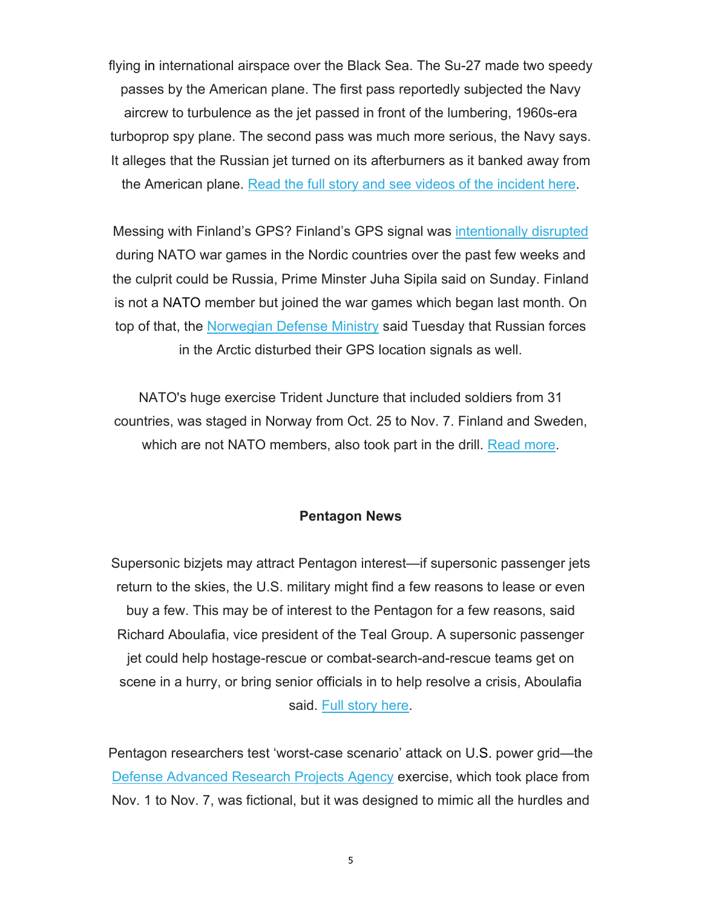flying in international airspace over the Black Sea. The Su-27 made two speedy passes by the American plane. The first pass reportedly subjected the Navy aircrew to turbulence as the jet passed in front of the lumbering, 1960s-era turboprop spy plane. The second pass was much more serious, the Navy says. It alleges that the Russian jet turned on its afterburners as it banked away from the American plane. Read the full story and see videos of the incident here.

Messing with Finland's GPS? Finland's GPS signal was intentionally disrupted during NATO war games in the Nordic countries over the past few weeks and the culprit could be Russia, Prime Minster Juha Sipila said on Sunday. Finland is not a NATO member but joined the war games which began last month. On top of that, the Norwegian Defense Ministry said Tuesday that Russian forces in the Arctic disturbed their GPS location signals as well.

NATO's huge exercise Trident Juncture that included soldiers from 31 countries, was staged in Norway from Oct. 25 to Nov. 7. Finland and Sweden, which are not NATO members, also took part in the drill. Read more.

**Pentagon News**

Supersonic bizjets may attract Pentagon interest—if supersonic passenger jets return to the skies, the U.S. military might find a few reasons to lease or even buy a few. This may be of interest to the Pentagon for a few reasons, said Richard Aboulafia, vice president of the Teal Group. A supersonic passenger jet could help hostage-rescue or combat-search-and-rescue teams get on scene in a hurry, or bring senior officials in to help resolve a crisis, Aboulafia said. Full story here.

Pentagon researchers test 'worst-case scenario' attack on U.S. power grid—the Defense Advanced Research Projects Agency exercise, which took place from Nov. 1 to Nov. 7, was fictional, but it was designed to mimic all the hurdles and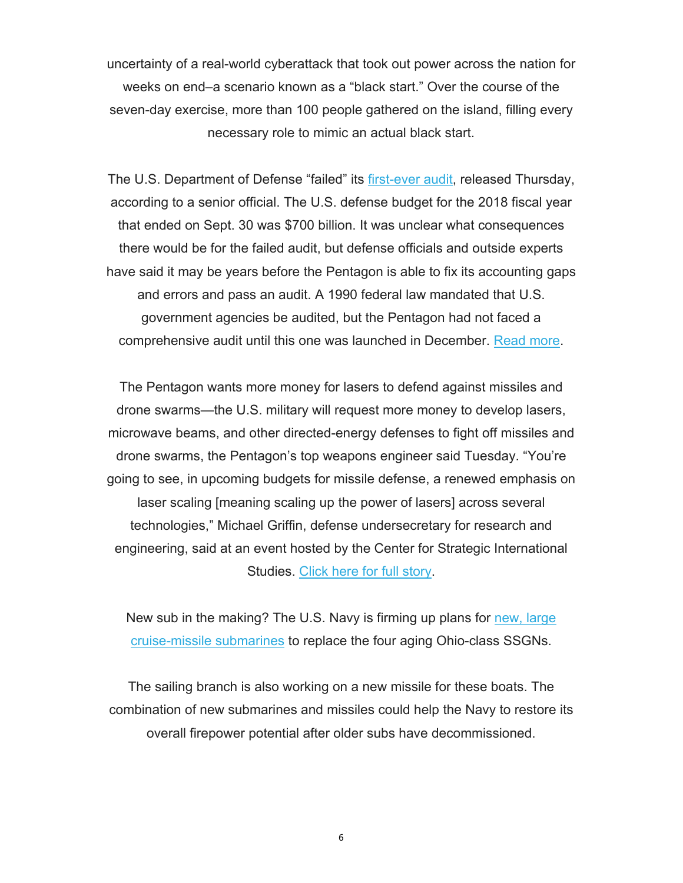uncertainty of a real-world cyberattack that took out power across the nation for weeks on end–a scenario known as a "black start." Over the course of the seven-day exercise, more than 100 people gathered on the island, filling every necessary role to mimic an actual black start.

The U.S. Department of Defense "failed" its first-ever audit, released Thursday, according to a senior official. The U.S. defense budget for the 2018 fiscal year that ended on Sept. 30 was $700 billion. It was unclear what consequences there would be for the failed audit, but defense officials and outside experts have said it may be years before the Pentagon is able to fix its accounting gaps and errors and pass an audit. A 1990 federal law mandated that U.S. government agencies be audited, but the Pentagon had not faced a comprehensive audit until this one was launched in December. Read more.

The Pentagon wants more money for lasers to defend against missiles and drone swarms—the U.S. military will request more money to develop lasers, microwave beams, and other directed-energy defenses to fight off missiles and drone swarms, the Pentagon's top weapons engineer said Tuesday. "You're going to see, in upcoming budgets for missile defense, a renewed emphasis on laser scaling [meaning scaling up the power of lasers] across several technologies," Michael Griffin, defense undersecretary for research and engineering, said at an event hosted by the Center for Strategic International Studies. Click here for full story.

New sub in the making? The U.S. Navy is firming up plans for new, large cruise-missile submarines to replace the four aging Ohio-class SSGNs.

The sailing branch is also working on a new missile for these boats. The combination of new submarines and missiles could help the Navy to restore its overall firepower potential after older subs have decommissioned.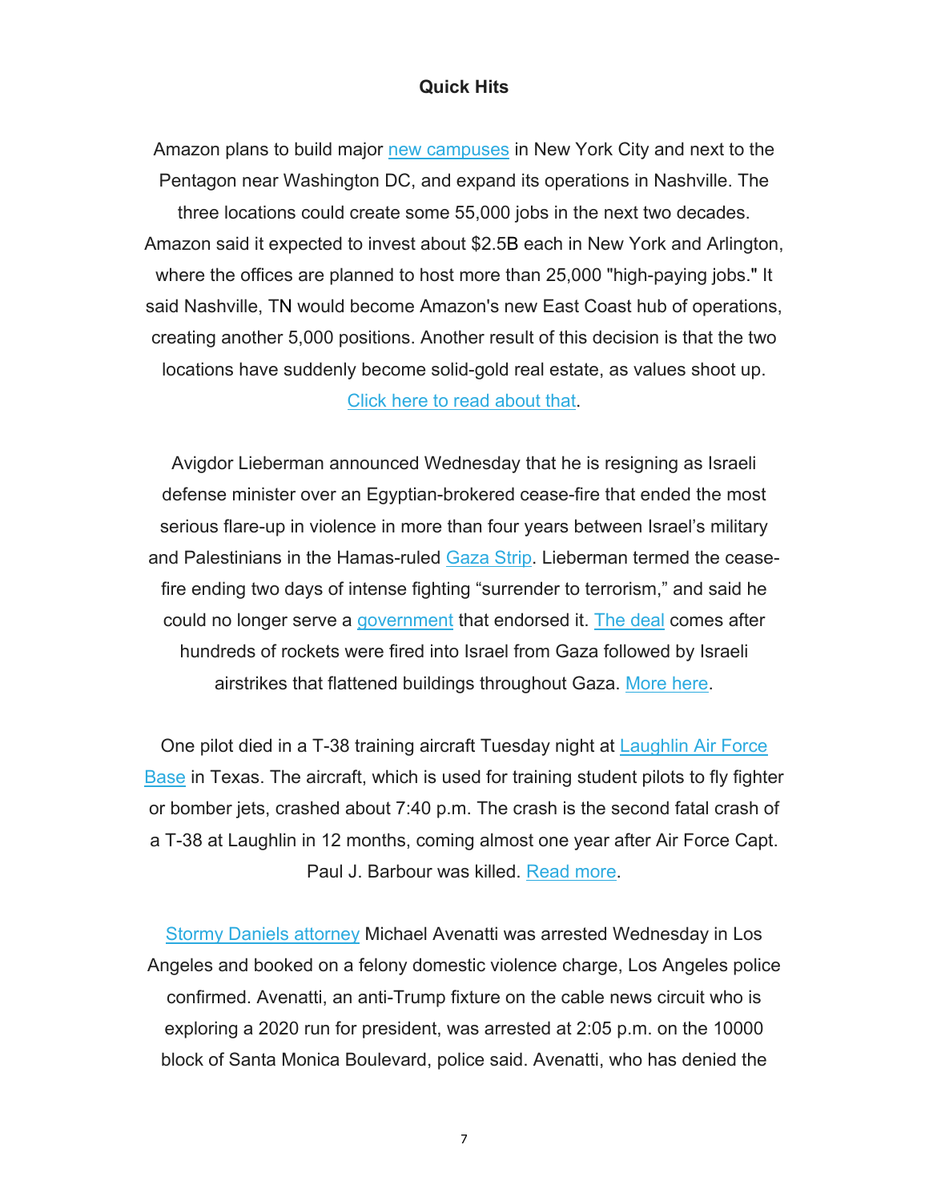**Quick Hits**

Amazon plans to build major new campuses in New York City and next to the Pentagon near Washington DC, and expand its operations in Nashville. The three locations could create some 55,000 jobs in the next two decades. Amazon said it expected to invest about $2.5B each in New York and Arlington, where the offices are planned to host more than 25,000 "high-paying jobs." It said Nashville, TN would become Amazon's new East Coast hub of operations, creating another 5,000 positions. Another result of this decision is that the two locations have suddenly become solid-gold real estate, as values shoot up. Click here to read about that.

Avigdor Lieberman announced Wednesday that he is resigning as Israeli defense minister over an Egyptian-brokered cease-fire that ended the most serious flare-up in violence in more than four years between Israel's military and Palestinians in the Hamas-ruled Gaza Strip. Lieberman termed the cease-fire ending two days of intense fighting "surrender to terrorism," and said he could no longer serve a government that endorsed it. The deal comes after hundreds of rockets were fired into Israel from Gaza followed by Israeli airstrikes that flattened buildings throughout Gaza. More here.

One pilot died in a T-38 training aircraft Tuesday night at Laughlin Air Force Base in Texas. The aircraft, which is used for training student pilots to fly fighter or bomber jets, crashed about 7:40 p.m. The crash is the second fatal crash of a T-38 at Laughlin in 12 months, coming almost one year after Air Force Capt. Paul J. Barbour was killed. Read more.

Stormy Daniels attorney Michael Avenatti was arrested Wednesday in Los Angeles and booked on a felony domestic violence charge, Los Angeles police confirmed. Avenatti, an anti-Trump fixture on the cable news circuit who is exploring a 2020 run for president, was arrested at 2:05 p.m. on the 10000 block of Santa Monica Boulevard, police said. Avenatti, who has denied the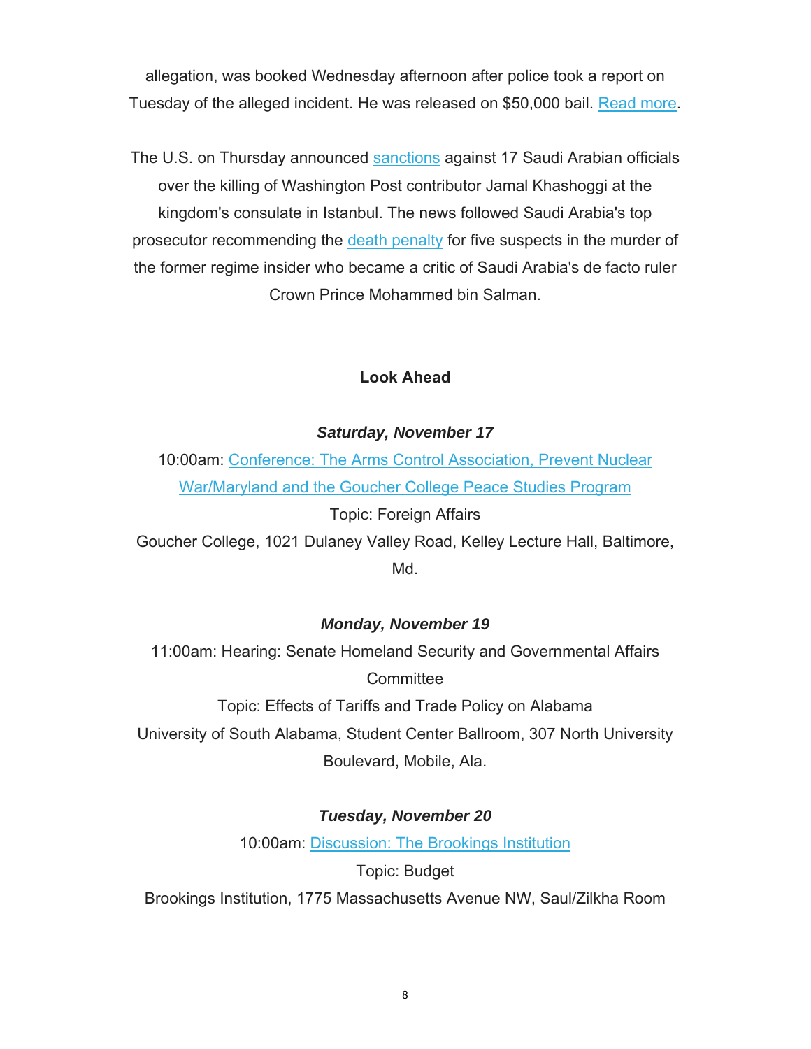allegation, was booked Wednesday afternoon after police took a report on Tuesday of the alleged incident. He was released on $50,000 bail. Read more.

The U.S. on Thursday announced sanctions against 17 Saudi Arabian officials over the killing of Washington Post contributor Jamal Khashoggi at the kingdom's consulate in Istanbul. The news followed Saudi Arabia's top prosecutor recommending the death penalty for five suspects in the murder of the former regime insider who became a critic of Saudi Arabia's de facto ruler Crown Prince Mohammed bin Salman.

**Look Ahead**

***Saturday, November 17***

10:00am: Conference: The Arms Control Association, Prevent Nuclear War/Maryland and the Goucher College Peace Studies Program
Topic: Foreign Affairs
Goucher College, 1021 Dulaney Valley Road, Kelley Lecture Hall, Baltimore, Md.

***Monday, November 19***

11:00am: Hearing: Senate Homeland Security and Governmental Affairs Committee
Topic: Effects of Tariffs and Trade Policy on Alabama
University of South Alabama, Student Center Ballroom, 307 North University Boulevard, Mobile, Ala.

***Tuesday, November 20***

10:00am: Discussion: The Brookings Institution
Topic: Budget
Brookings Institution, 1775 Massachusetts Avenue NW, Saul/Zilkha Room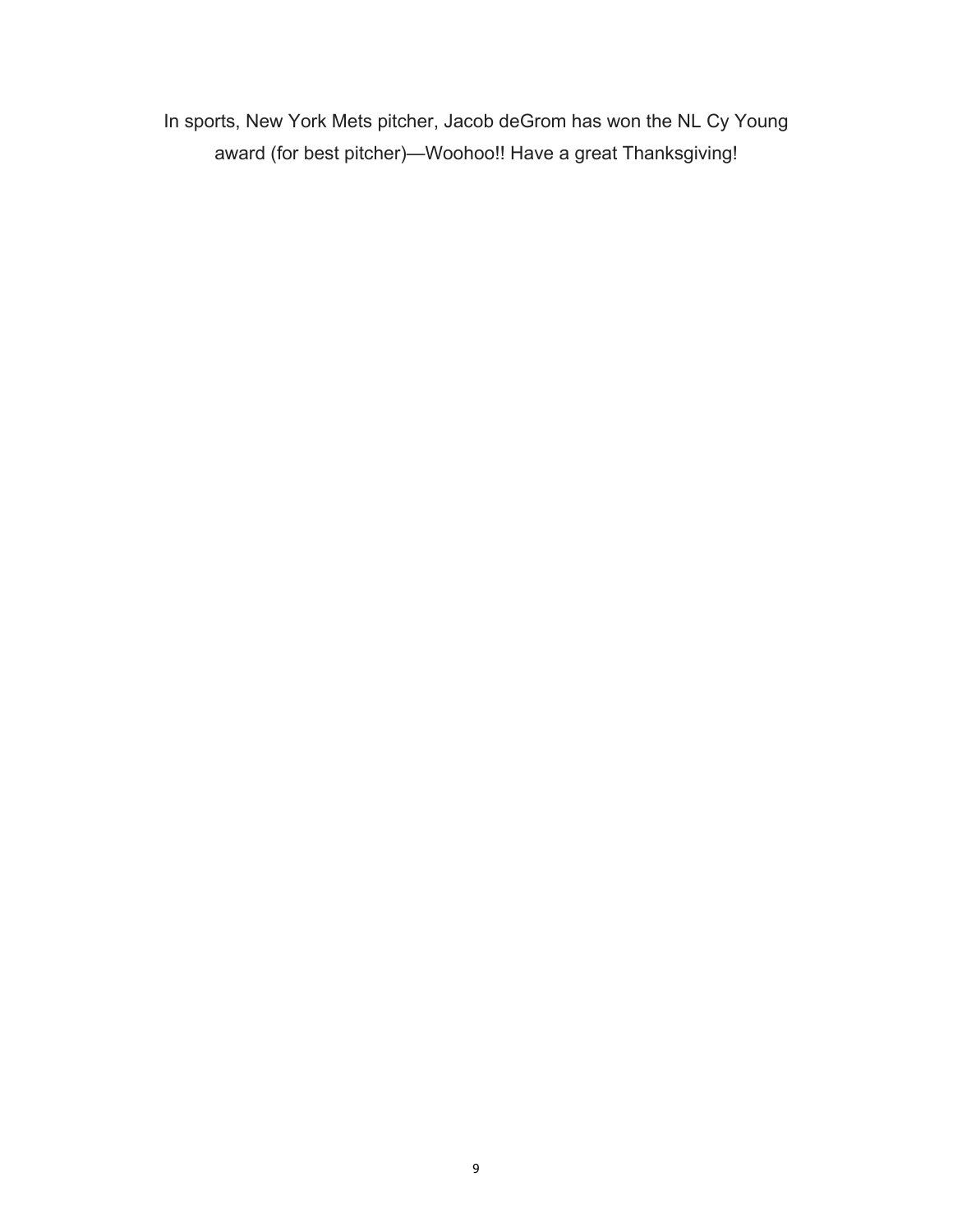In sports, New York Mets pitcher, Jacob deGrom has won the NL Cy Young award (for best pitcher)—Woohoo!! Have a great Thanksgiving!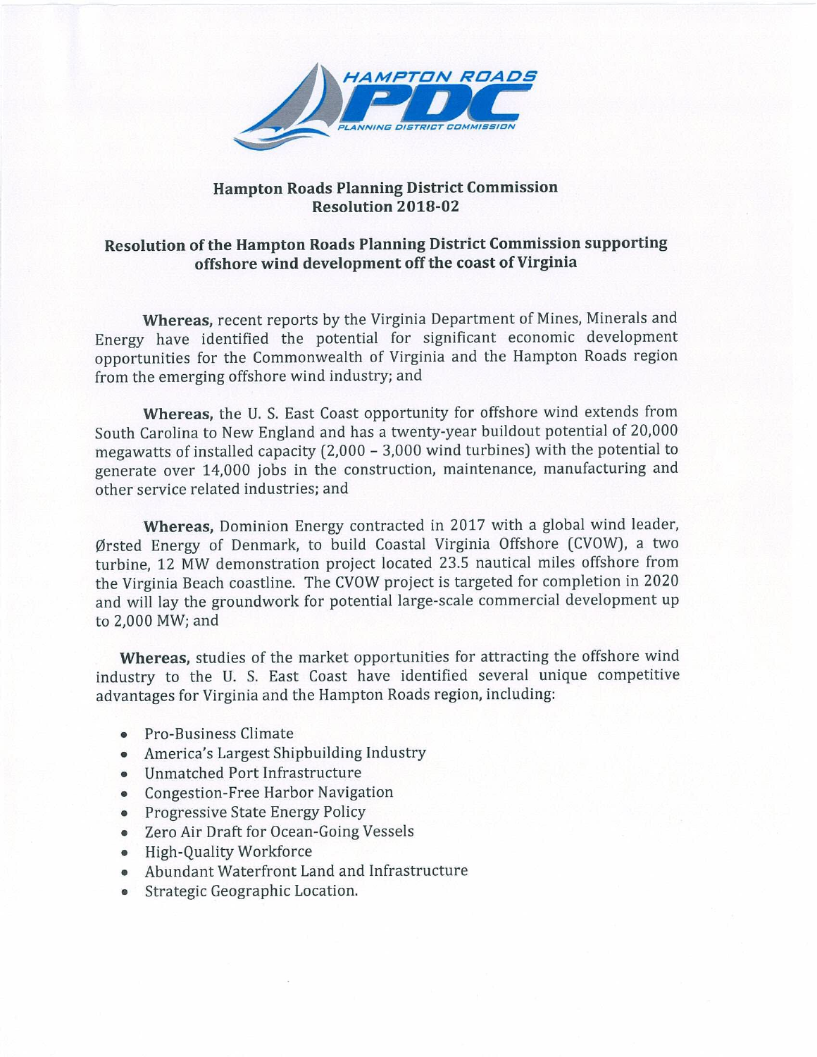# Hampton Roads Planning District Commission
## Resolution 2018-02

## Resolution of the Hampton Roads Planning District Commission supporting offshore wind development off the coast of Virginia

**Whereas,** recent reports by the Virginia Department of Mines, Minerals and Energy have identified the potential for significant economic development opportunities for the Commonwealth of Virginia and the Hampton Roads region from the emerging offshore wind industry; and

**Whereas,** the U. S. East Coast opportunity for offshore wind extends from South Carolina to New England and has a twenty-year buildout potential of 20,000 megawatts of installed capacity (2,000 – 3,000 wind turbines) with the potential to generate over 14,000 jobs in the construction, maintenance, manufacturing and other service related industries; and

**Whereas,** Dominion Energy contracted in 2017 with a global wind leader, Ørsted Energy of Denmark, to build Coastal Virginia Offshore (CVOW), a two turbine, 12 MW demonstration project located 23.5 nautical miles offshore from the Virginia Beach coastline. The CVOW project is targeted for completion in 2020 and will lay the groundwork for potential large-scale commercial development up to 2,000 MW; and

**Whereas,** studies of the market opportunities for attracting the offshore wind industry to the U. S. East Coast have identified several unique competitive advantages for Virginia and the Hampton Roads region, including:

- Pro-Business Climate
- America's Largest Shipbuilding Industry
- Unmatched Port Infrastructure
- Congestion-Free Harbor Navigation
- Progressive State Energy Policy
- Zero Air Draft for Ocean-Going Vessels
- High-Quality Workforce
- Abundant Waterfront Land and Infrastructure
- Strategic Geographic Location.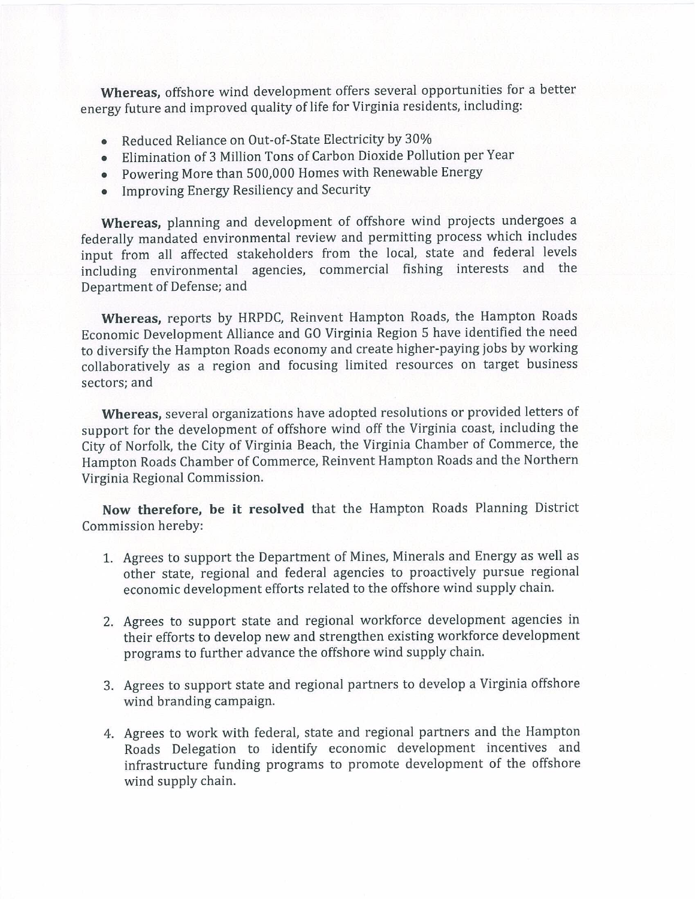**Whereas,** offshore wind development offers several opportunities for a better energy future and improved quality of life for Virginia residents, including:

- Reduced Reliance on Out-of-State Electricity by 30%
- Elimination of 3 Million Tons of Carbon Dioxide Pollution per Year
- Powering More than 500,000 Homes with Renewable Energy
- Improving Energy Resiliency and Security

**Whereas,** planning and development of offshore wind projects undergoes a federally mandated environmental review and permitting process which includes input from all affected stakeholders from the local, state and federal levels including environmental agencies, commercial fishing interests and the Department of Defense; and

**Whereas,** reports by HRPDC, Reinvent Hampton Roads, the Hampton Roads Economic Development Alliance and GO Virginia Region 5 have identified the need to diversify the Hampton Roads economy and create higher-paying jobs by working collaboratively as a region and focusing limited resources on target business sectors; and

**Whereas,** several organizations have adopted resolutions or provided letters of support for the development of offshore wind off the Virginia coast, including the City of Norfolk, the City of Virginia Beach, the Virginia Chamber of Commerce, the Hampton Roads Chamber of Commerce, Reinvent Hampton Roads and the Northern Virginia Regional Commission.

**Now therefore, be it resolved** that the Hampton Roads Planning District Commission hereby:

1. Agrees to support the Department of Mines, Minerals and Energy as well as other state, regional and federal agencies to proactively pursue regional economic development efforts related to the offshore wind supply chain.

2. Agrees to support state and regional workforce development agencies in their efforts to develop new and strengthen existing workforce development programs to further advance the offshore wind supply chain.

3. Agrees to support state and regional partners to develop a Virginia offshore wind branding campaign.

4. Agrees to work with federal, state and regional partners and the Hampton Roads Delegation to identify economic development incentives and infrastructure funding programs to promote development of the offshore wind supply chain.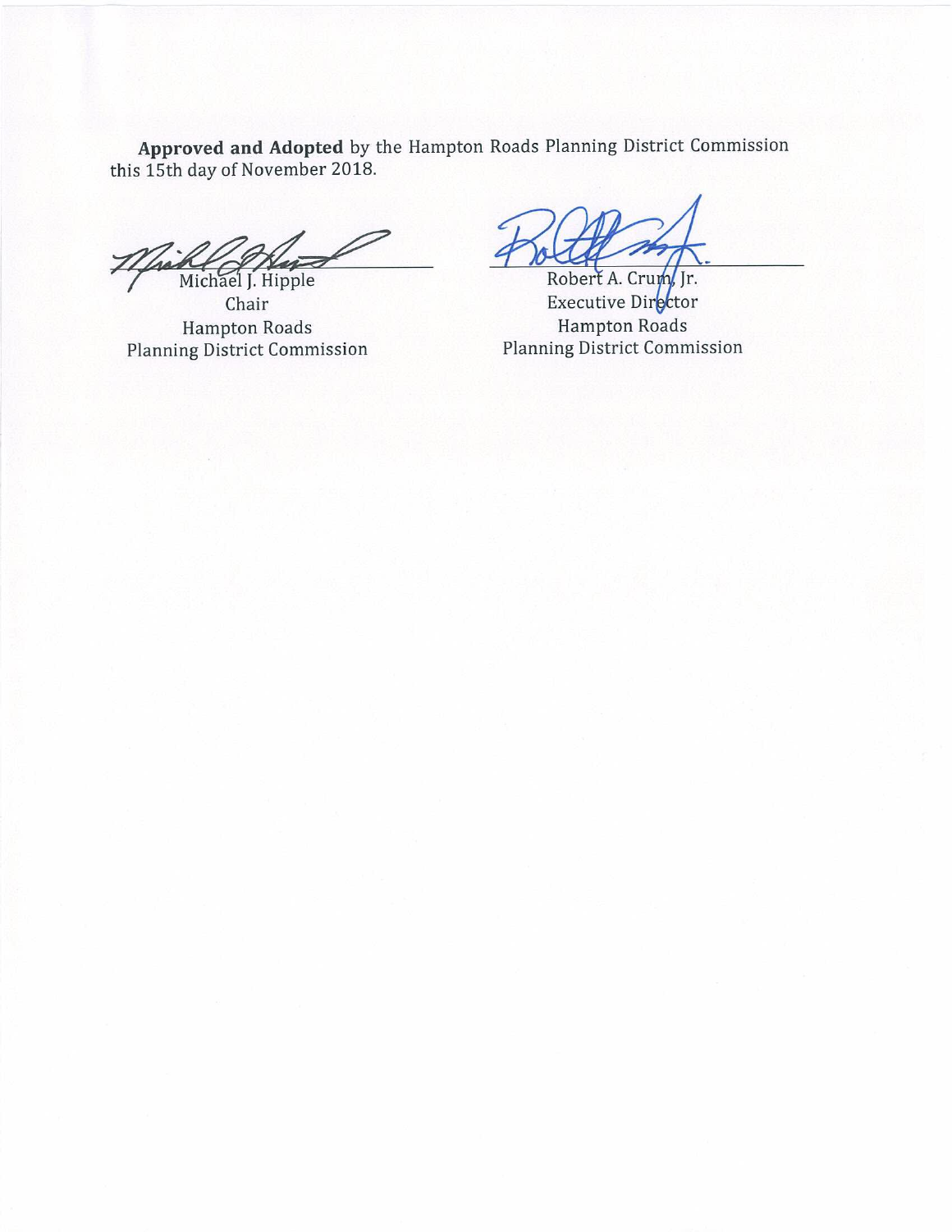**Approved and Adopted** by the Hampton Roads Planning District Commission this 15th day of November 2018.

Michael J. Hipple
Chair
Hampton Roads
Planning District Commission

Robert A. Crum, Jr.
Executive Director
Hampton Roads
Planning District Commission